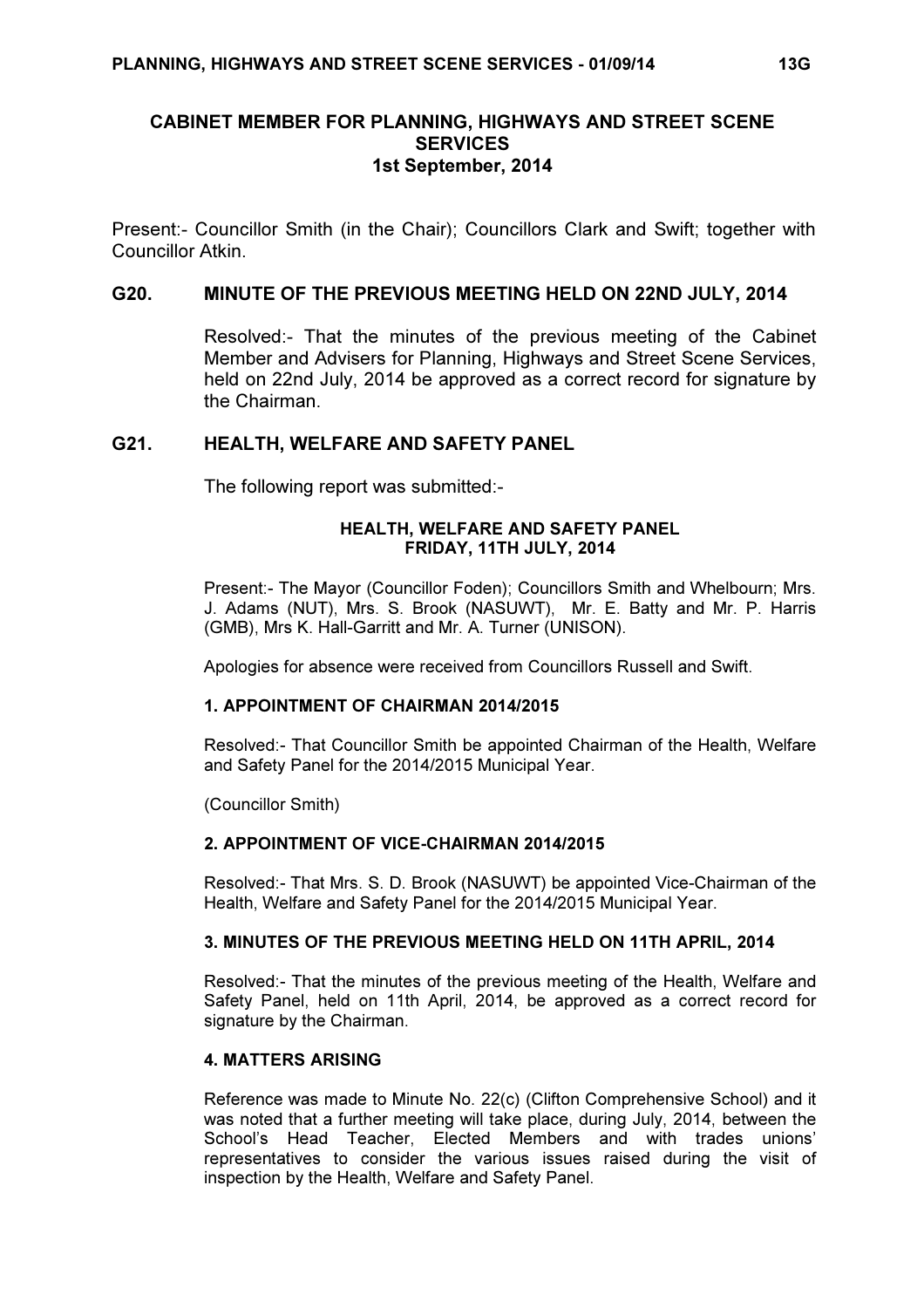# CABINET MEMBER FOR PLANNING, HIGHWAYS AND STREET SCENE SERVICES
## 1st September, 2014

Present:- Councillor Smith (in the Chair); Councillors Clark and Swift; together with Councillor Atkin.

## G20. MINUTE OF THE PREVIOUS MEETING HELD ON 22ND JULY, 2014

Resolved:- That the minutes of the previous meeting of the Cabinet Member and Advisers for Planning, Highways and Street Scene Services, held on 22nd July, 2014 be approved as a correct record for signature by the Chairman.

## G21. HEALTH, WELFARE AND SAFETY PANEL

The following report was submitted:-

### HEALTH, WELFARE AND SAFETY PANEL
### FRIDAY, 11TH JULY, 2014

Present:- The Mayor (Councillor Foden); Councillors Smith and Whelbourn; Mrs. J. Adams (NUT), Mrs. S. Brook (NASUWT), Mr. E. Batty and Mr. P. Harris (GMB), Mrs K. Hall-Garritt and Mr. A. Turner (UNISON).

Apologies for absence were received from Councillors Russell and Swift.

**1. APPOINTMENT OF CHAIRMAN 2014/2015**

Resolved:- That Councillor Smith be appointed Chairman of the Health, Welfare and Safety Panel for the 2014/2015 Municipal Year.

(Councillor Smith)

**2. APPOINTMENT OF VICE-CHAIRMAN 2014/2015**

Resolved:- That Mrs. S. D. Brook (NASUWT) be appointed Vice-Chairman of the Health, Welfare and Safety Panel for the 2014/2015 Municipal Year.

**3. MINUTES OF THE PREVIOUS MEETING HELD ON 11TH APRIL, 2014**

Resolved:- That the minutes of the previous meeting of the Health, Welfare and Safety Panel, held on 11th April, 2014, be approved as a correct record for signature by the Chairman.

**4. MATTERS ARISING**

Reference was made to Minute No. 22(c) (Clifton Comprehensive School) and it was noted that a further meeting will take place, during July, 2014, between the School's Head Teacher, Elected Members and with trades unions' representatives to consider the various issues raised during the visit of inspection by the Health, Welfare and Safety Panel.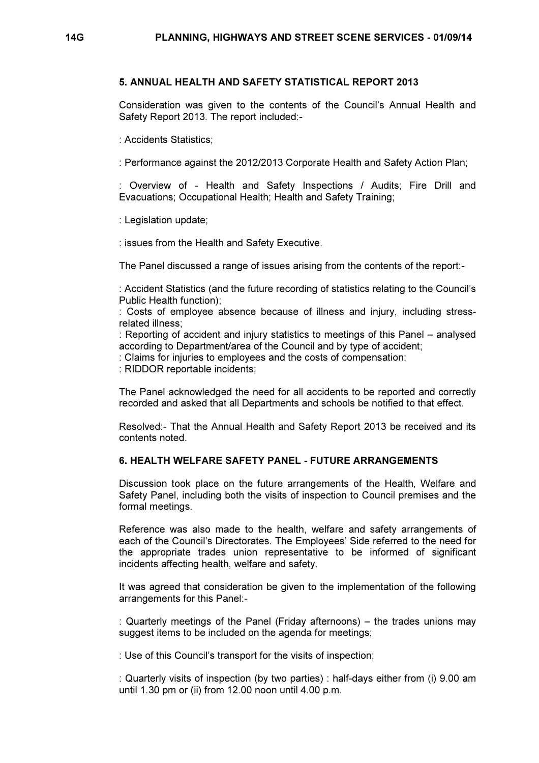### 5. ANNUAL HEALTH AND SAFETY STATISTICAL REPORT 2013

Consideration was given to the contents of the Council's Annual Health and Safety Report 2013. The report included:-

: Accidents Statistics;

: Performance against the 2012/2013 Corporate Health and Safety Action Plan;

: Overview of - Health and Safety Inspections / Audits; Fire Drill and Evacuations; Occupational Health; Health and Safety Training;

: Legislation update;

: issues from the Health and Safety Executive.

The Panel discussed a range of issues arising from the contents of the report:-

: Accident Statistics (and the future recording of statistics relating to the Council's Public Health function);
: Costs of employee absence because of illness and injury, including stress-related illness;
: Reporting of accident and injury statistics to meetings of this Panel – analysed according to Department/area of the Council and by type of accident;
: Claims for injuries to employees and the costs of compensation;
: RIDDOR reportable incidents;

The Panel acknowledged the need for all accidents to be reported and correctly recorded and asked that all Departments and schools be notified to that effect.

Resolved:- That the Annual Health and Safety Report 2013 be received and its contents noted.

### 6. HEALTH WELFARE SAFETY PANEL - FUTURE ARRANGEMENTS

Discussion took place on the future arrangements of the Health, Welfare and Safety Panel, including both the visits of inspection to Council premises and the formal meetings.

Reference was also made to the health, welfare and safety arrangements of each of the Council's Directorates. The Employees' Side referred to the need for the appropriate trades union representative to be informed of significant incidents affecting health, welfare and safety.

It was agreed that consideration be given to the implementation of the following arrangements for this Panel:-

: Quarterly meetings of the Panel (Friday afternoons) – the trades unions may suggest items to be included on the agenda for meetings;

: Use of this Council's transport for the visits of inspection;

: Quarterly visits of inspection (by two parties) : half-days either from (i) 9.00 am until 1.30 pm or (ii) from 12.00 noon until 4.00 p.m.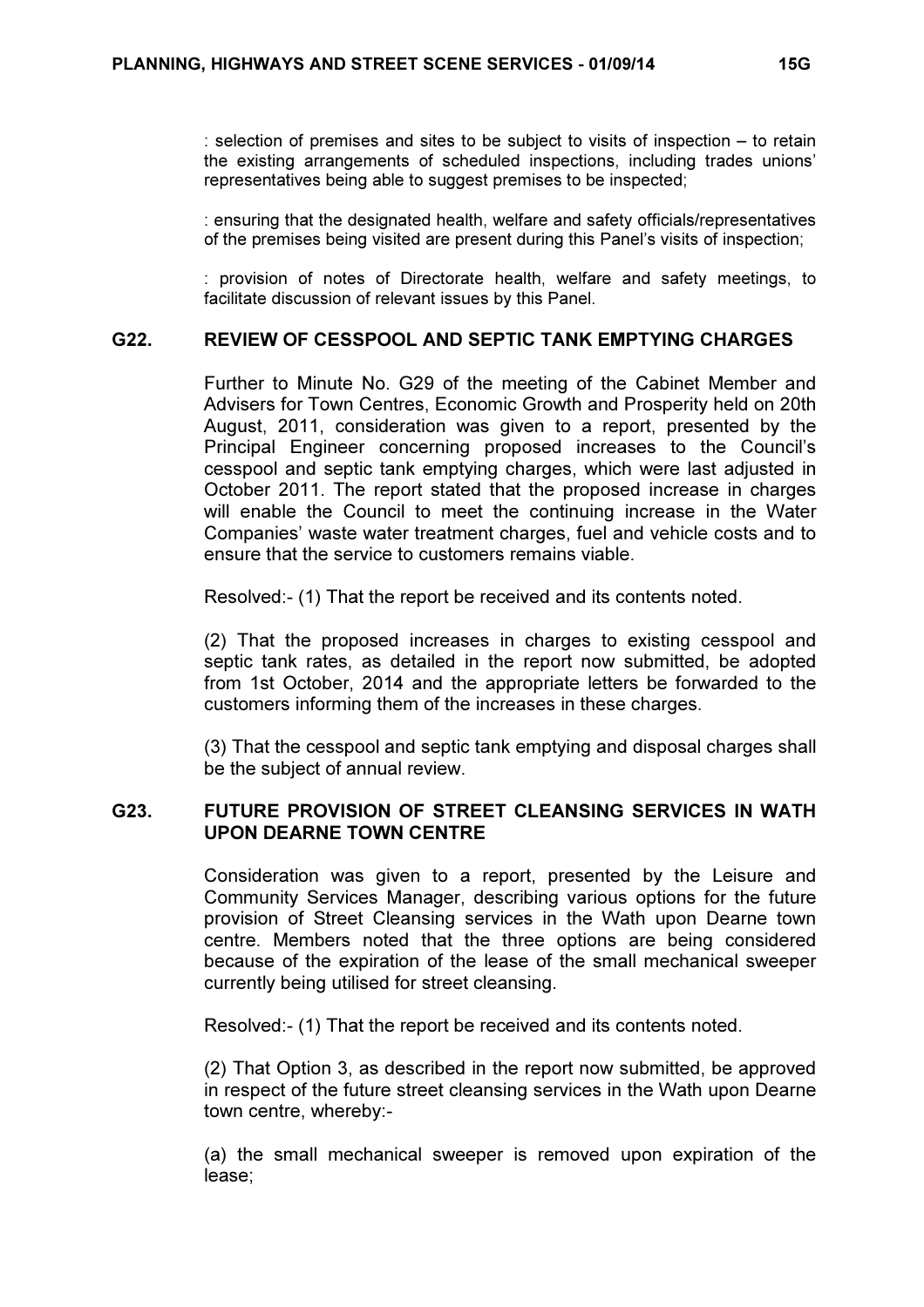: selection of premises and sites to be subject to visits of inspection – to retain the existing arrangements of scheduled inspections, including trades unions' representatives being able to suggest premises to be inspected;

: ensuring that the designated health, welfare and safety officials/representatives of the premises being visited are present during this Panel's visits of inspection;

: provision of notes of Directorate health, welfare and safety meetings, to facilitate discussion of relevant issues by this Panel.

## G22. REVIEW OF CESSPOOL AND SEPTIC TANK EMPTYING CHARGES

Further to Minute No. G29 of the meeting of the Cabinet Member and Advisers for Town Centres, Economic Growth and Prosperity held on 20th August, 2011, consideration was given to a report, presented by the Principal Engineer concerning proposed increases to the Council's cesspool and septic tank emptying charges, which were last adjusted in October 2011. The report stated that the proposed increase in charges will enable the Council to meet the continuing increase in the Water Companies' waste water treatment charges, fuel and vehicle costs and to ensure that the service to customers remains viable.

Resolved:- (1) That the report be received and its contents noted.

(2) That the proposed increases in charges to existing cesspool and septic tank rates, as detailed in the report now submitted, be adopted from 1st October, 2014 and the appropriate letters be forwarded to the customers informing them of the increases in these charges.

(3) That the cesspool and septic tank emptying and disposal charges shall be the subject of annual review.

## G23. FUTURE PROVISION OF STREET CLEANSING SERVICES IN WATH UPON DEARNE TOWN CENTRE

Consideration was given to a report, presented by the Leisure and Community Services Manager, describing various options for the future provision of Street Cleansing services in the Wath upon Dearne town centre. Members noted that the three options are being considered because of the expiration of the lease of the small mechanical sweeper currently being utilised for street cleansing.

Resolved:- (1) That the report be received and its contents noted.

(2) That Option 3, as described in the report now submitted, be approved in respect of the future street cleansing services in the Wath upon Dearne town centre, whereby:-

(a) the small mechanical sweeper is removed upon expiration of the lease;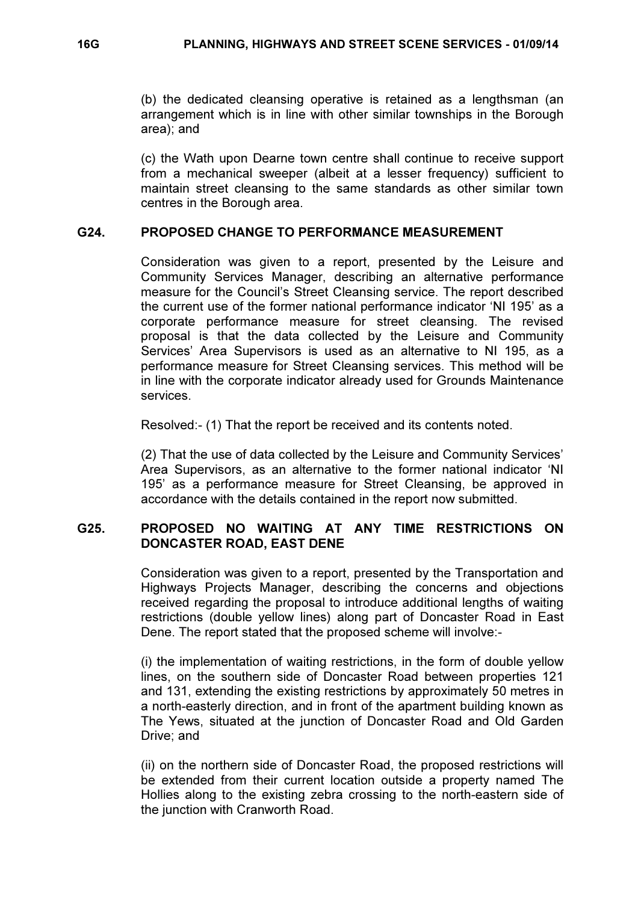(b) the dedicated cleansing operative is retained as a lengthsman (an arrangement which is in line with other similar townships in the Borough area); and

(c) the Wath upon Dearne town centre shall continue to receive support from a mechanical sweeper (albeit at a lesser frequency) sufficient to maintain street cleansing to the same standards as other similar town centres in the Borough area.

## G24. PROPOSED CHANGE TO PERFORMANCE MEASUREMENT

Consideration was given to a report, presented by the Leisure and Community Services Manager, describing an alternative performance measure for the Council's Street Cleansing service. The report described the current use of the former national performance indicator 'NI 195' as a corporate performance measure for street cleansing. The revised proposal is that the data collected by the Leisure and Community Services' Area Supervisors is used as an alternative to NI 195, as a performance measure for Street Cleansing services. This method will be in line with the corporate indicator already used for Grounds Maintenance services.

Resolved:- (1) That the report be received and its contents noted.

(2) That the use of data collected by the Leisure and Community Services' Area Supervisors, as an alternative to the former national indicator 'NI 195' as a performance measure for Street Cleansing, be approved in accordance with the details contained in the report now submitted.

## G25. PROPOSED NO WAITING AT ANY TIME RESTRICTIONS ON DONCASTER ROAD, EAST DENE

Consideration was given to a report, presented by the Transportation and Highways Projects Manager, describing the concerns and objections received regarding the proposal to introduce additional lengths of waiting restrictions (double yellow lines) along part of Doncaster Road in East Dene. The report stated that the proposed scheme will involve:-

(i) the implementation of waiting restrictions, in the form of double yellow lines, on the southern side of Doncaster Road between properties 121 and 131, extending the existing restrictions by approximately 50 metres in a north-easterly direction, and in front of the apartment building known as The Yews, situated at the junction of Doncaster Road and Old Garden Drive; and

(ii) on the northern side of Doncaster Road, the proposed restrictions will be extended from their current location outside a property named The Hollies along to the existing zebra crossing to the north-eastern side of the junction with Cranworth Road.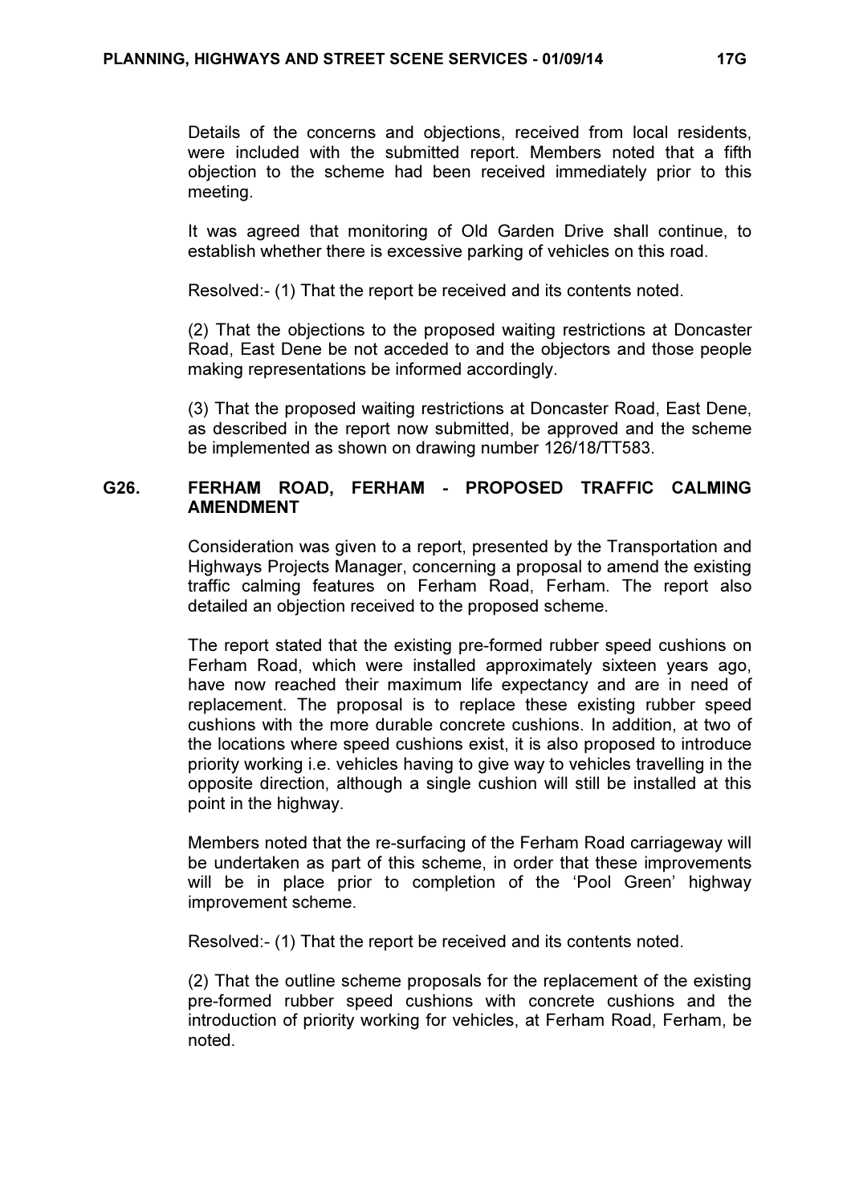Details of the concerns and objections, received from local residents, were included with the submitted report. Members noted that a fifth objection to the scheme had been received immediately prior to this meeting.

It was agreed that monitoring of Old Garden Drive shall continue, to establish whether there is excessive parking of vehicles on this road.

Resolved:- (1) That the report be received and its contents noted.

(2) That the objections to the proposed waiting restrictions at Doncaster Road, East Dene be not acceded to and the objectors and those people making representations be informed accordingly.

(3) That the proposed waiting restrictions at Doncaster Road, East Dene, as described in the report now submitted, be approved and the scheme be implemented as shown on drawing number 126/18/TT583.

### G26. FERHAM ROAD, FERHAM - PROPOSED TRAFFIC CALMING AMENDMENT

Consideration was given to a report, presented by the Transportation and Highways Projects Manager, concerning a proposal to amend the existing traffic calming features on Ferham Road, Ferham. The report also detailed an objection received to the proposed scheme.

The report stated that the existing pre-formed rubber speed cushions on Ferham Road, which were installed approximately sixteen years ago, have now reached their maximum life expectancy and are in need of replacement. The proposal is to replace these existing rubber speed cushions with the more durable concrete cushions. In addition, at two of the locations where speed cushions exist, it is also proposed to introduce priority working i.e. vehicles having to give way to vehicles travelling in the opposite direction, although a single cushion will still be installed at this point in the highway.

Members noted that the re-surfacing of the Ferham Road carriageway will be undertaken as part of this scheme, in order that these improvements will be in place prior to completion of the 'Pool Green' highway improvement scheme.

Resolved:- (1) That the report be received and its contents noted.

(2) That the outline scheme proposals for the replacement of the existing pre-formed rubber speed cushions with concrete cushions and the introduction of priority working for vehicles, at Ferham Road, Ferham, be noted.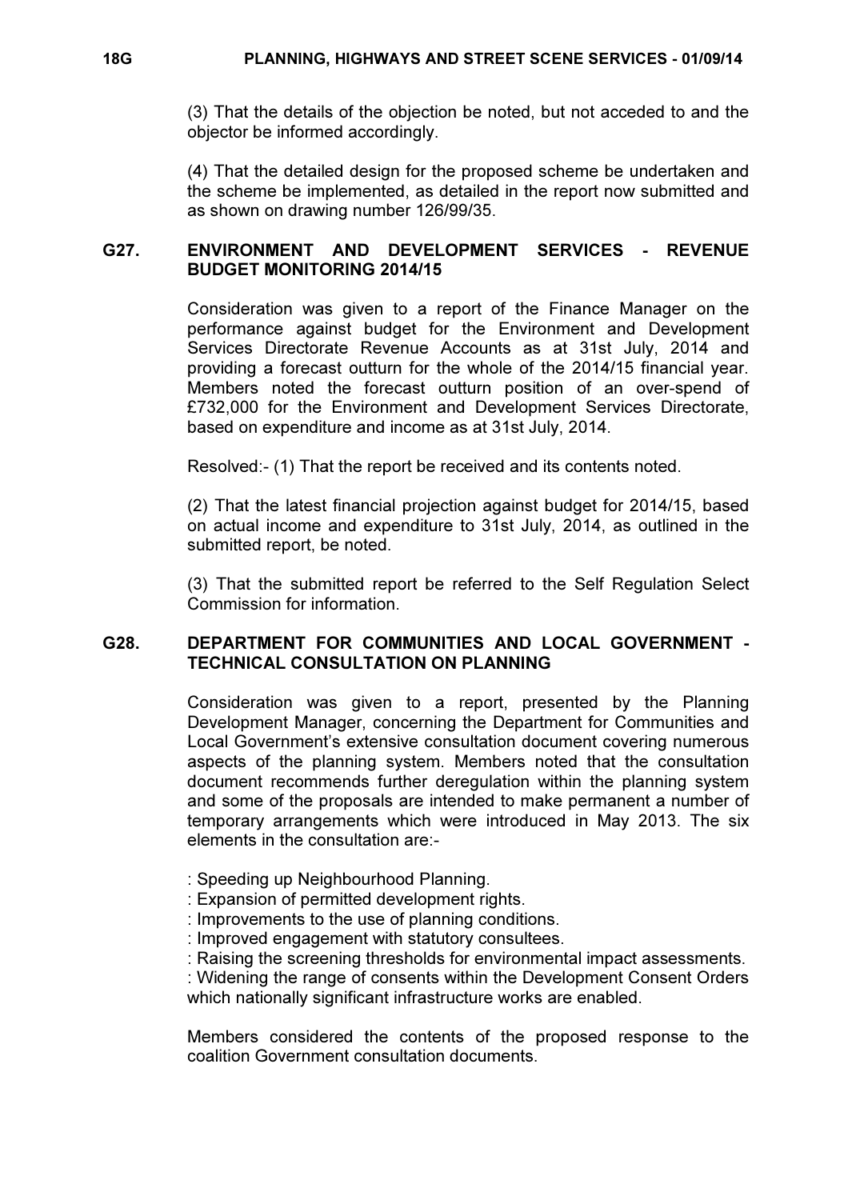(3) That the details of the objection be noted, but not acceded to and the objector be informed accordingly.

(4) That the detailed design for the proposed scheme be undertaken and the scheme be implemented, as detailed in the report now submitted and as shown on drawing number 126/99/35.

## G27. ENVIRONMENT AND DEVELOPMENT SERVICES - REVENUE BUDGET MONITORING 2014/15

Consideration was given to a report of the Finance Manager on the performance against budget for the Environment and Development Services Directorate Revenue Accounts as at 31st July, 2014 and providing a forecast outturn for the whole of the 2014/15 financial year. Members noted the forecast outturn position of an over-spend of £732,000 for the Environment and Development Services Directorate, based on expenditure and income as at 31st July, 2014.

Resolved:- (1) That the report be received and its contents noted.

(2) That the latest financial projection against budget for 2014/15, based on actual income and expenditure to 31st July, 2014, as outlined in the submitted report, be noted.

(3) That the submitted report be referred to the Self Regulation Select Commission for information.

## G28. DEPARTMENT FOR COMMUNITIES AND LOCAL GOVERNMENT - TECHNICAL CONSULTATION ON PLANNING

Consideration was given to a report, presented by the Planning Development Manager, concerning the Department for Communities and Local Government's extensive consultation document covering numerous aspects of the planning system. Members noted that the consultation document recommends further deregulation within the planning system and some of the proposals are intended to make permanent a number of temporary arrangements which were introduced in May 2013. The six elements in the consultation are:-

: Speeding up Neighbourhood Planning.
: Expansion of permitted development rights.
: Improvements to the use of planning conditions.
: Improved engagement with statutory consultees.
: Raising the screening thresholds for environmental impact assessments.
: Widening the range of consents within the Development Consent Orders which nationally significant infrastructure works are enabled.

Members considered the contents of the proposed response to the coalition Government consultation documents.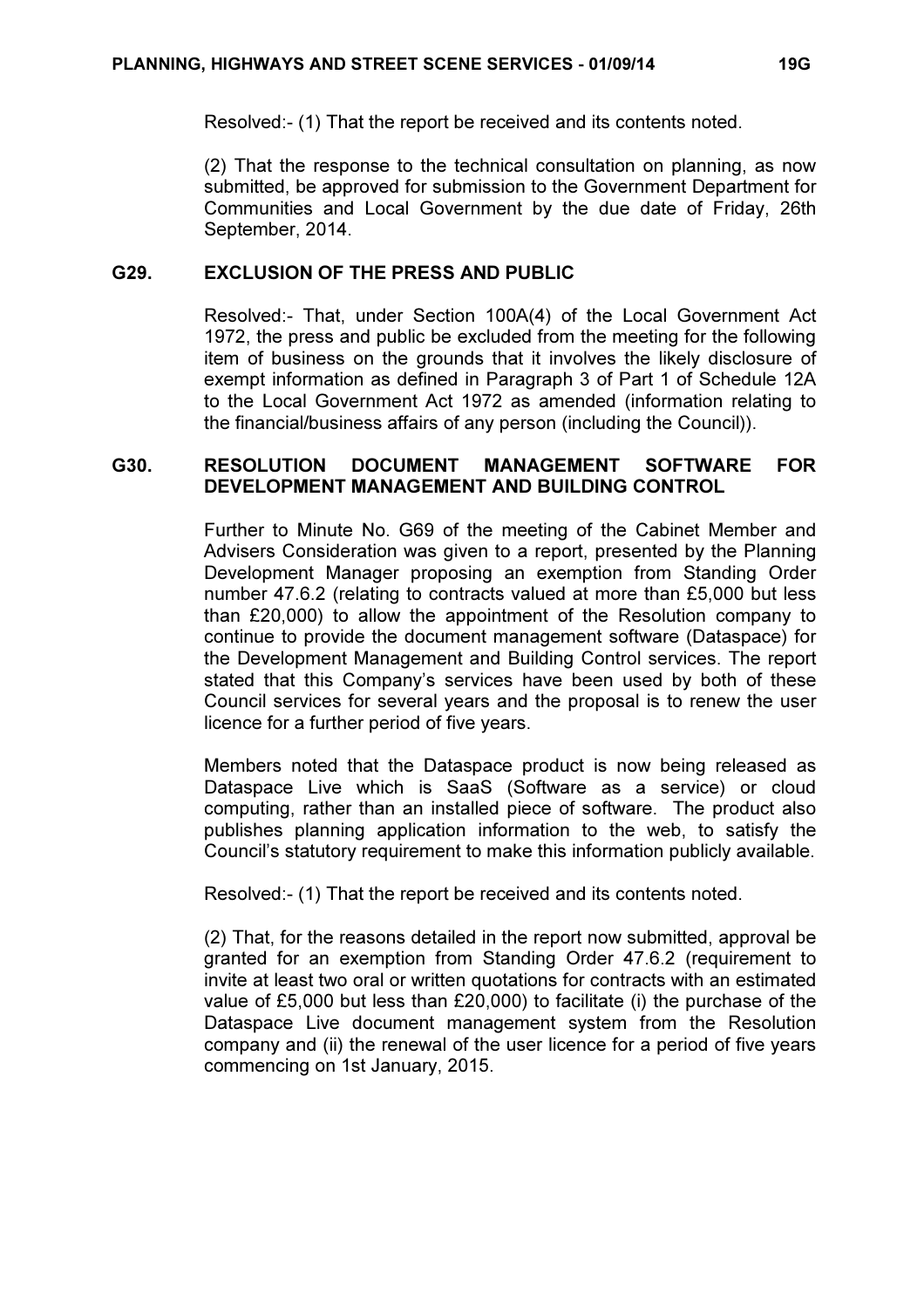Resolved:- (1) That the report be received and its contents noted.

(2) That the response to the technical consultation on planning, as now submitted, be approved for submission to the Government Department for Communities and Local Government by the due date of Friday, 26th September, 2014.

## G29. EXCLUSION OF THE PRESS AND PUBLIC

Resolved:- That, under Section 100A(4) of the Local Government Act 1972, the press and public be excluded from the meeting for the following item of business on the grounds that it involves the likely disclosure of exempt information as defined in Paragraph 3 of Part 1 of Schedule 12A to the Local Government Act 1972 as amended (information relating to the financial/business affairs of any person (including the Council)).

## G30. RESOLUTION DOCUMENT MANAGEMENT SOFTWARE FOR DEVELOPMENT MANAGEMENT AND BUILDING CONTROL

Further to Minute No. G69 of the meeting of the Cabinet Member and Advisers Consideration was given to a report, presented by the Planning Development Manager proposing an exemption from Standing Order number 47.6.2 (relating to contracts valued at more than £5,000 but less than £20,000) to allow the appointment of the Resolution company to continue to provide the document management software (Dataspace) for the Development Management and Building Control services. The report stated that this Company's services have been used by both of these Council services for several years and the proposal is to renew the user licence for a further period of five years.

Members noted that the Dataspace product is now being released as Dataspace Live which is SaaS (Software as a service) or cloud computing, rather than an installed piece of software. The product also publishes planning application information to the web, to satisfy the Council's statutory requirement to make this information publicly available.

Resolved:- (1) That the report be received and its contents noted.

(2) That, for the reasons detailed in the report now submitted, approval be granted for an exemption from Standing Order 47.6.2 (requirement to invite at least two oral or written quotations for contracts with an estimated value of £5,000 but less than £20,000) to facilitate (i) the purchase of the Dataspace Live document management system from the Resolution company and (ii) the renewal of the user licence for a period of five years commencing on 1st January, 2015.